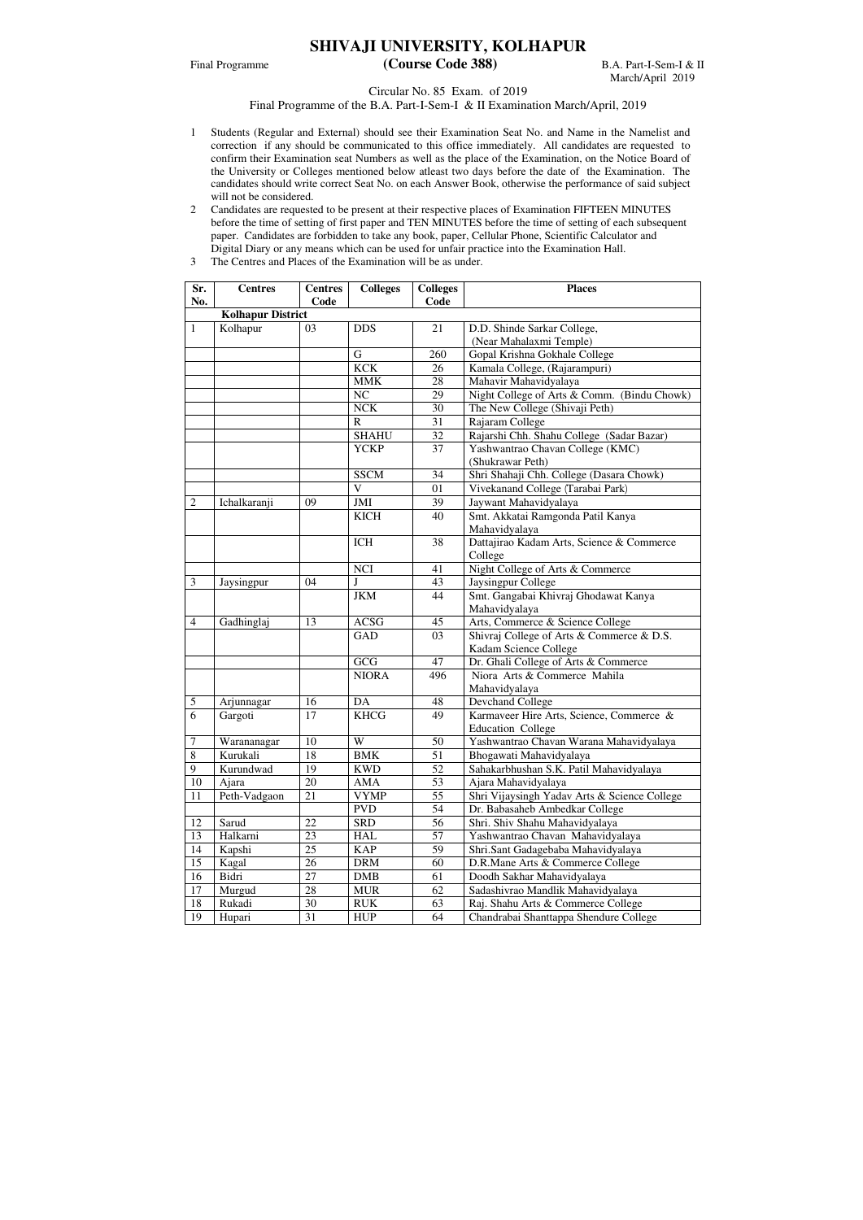# SHIVAJI UNIVERSITY, KOLHAPUR

Final Programme **(Course Code 388)** B.A. Part-I-Sem-I & II March/April 2019

Circular No. 85 Exam. of 2019

Final Programme of the B.A. Part-I-Sem-I & II Examination March/April, 2019

1. Students (Regular and External) should see their Examination Seat No. and Name in the Namelist and correction if any should be communicated to this office immediately. All candidates are requested to confirm their Examination seat Numbers as well as the place of the Examination, on the Notice Board of the University or Colleges mentioned below atleast two days before the date of the Examination. The candidates should write correct Seat No. on each Answer Book, otherwise the performance of said subject will not be considered.
2. Candidates are requested to be present at their respective places of Examination FIFTEEN MINUTES before the time of setting of first paper and TEN MINUTES before the time of setting of each subsequent paper. Candidates are forbidden to take any book, paper, Cellular Phone, Scientific Calculator and Digital Diary or any means which can be used for unfair practice into the Examination Hall.
3. The Centres and Places of the Examination will be as under.

| Sr. No. | Centres | Centres Code | Colleges | Colleges Code | Places |
|---|---|---|---|---|---|
| | **Kolhapur District** | | | | |
| 1 | Kolhapur | 03 | DDS | 21 | D.D. Shinde Sarkar College, (Near Mahalaxmi Temple) |
| | | | G | 260 | Gopal Krishna Gokhale College |
| | | | KCK | 26 | Kamala College, (Rajarampuri) |
| | | | MMK | 28 | Mahavir Mahavidyalaya |
| | | | NC | 29 | Night College of Arts & Comm. (Bindu Chowk) |
| | | | NCK | 30 | The New College (Shivaji Peth) |
| | | | R | 31 | Rajaram College |
| | | | SHAHU | 32 | Rajarshi Chh. Shahu College (Sadar Bazar) |
| | | | YCKP | 37 | Yashwantrao Chavan College (KMC) (Shukrawar Peth) |
| | | | SSCM | 34 | Shri Shahaji Chh. College (Dasara Chowk) |
| | | | V | 01 | Vivekanand College (Tarabai Park) |
| 2 | Ichalkaranji | 09 | JMI | 39 | Jaywant Mahavidyalaya |
| | | | KICH | 40 | Smt. Akkatai Ramgonda Patil Kanya Mahavidyalaya |
| | | | ICH | 38 | Dattajirao Kadam Arts, Science & Commerce College |
| | | | NCI | 41 | Night College of Arts & Commerce |
| 3 | Jaysingpur | 04 | J | 43 | Jaysingpur College |
| | | | JKM | 44 | Smt. Gangabai Khivraj Ghodawat Kanya Mahavidyalaya |
| 4 | Gadhinglaj | 13 | ACSG | 45 | Arts, Commerce & Science College |
| | | | GAD | 03 | Shivraj College of Arts & Commerce & D.S. Kadam Science College |
| | | | GCG | 47 | Dr. Ghali College of Arts & Commerce |
| | | | NIORA | 496 | Niora Arts & Commerce Mahila Mahavidyalaya |
| 5 | Arjunnagar | 16 | DA | 48 | Devchand College |
| 6 | Gargoti | 17 | KHCG | 49 | Karmaveer Hire Arts, Science, Commerce & Education College |
| 7 | Warananagar | 10 | W | 50 | Yashwantrao Chavan Warana Mahavidyalaya |
| 8 | Kurukali | 18 | BMK | 51 | Bhogawati Mahavidyalaya |
| 9 | Kurundwad | 19 | KWD | 52 | Sahakarbhushan S.K. Patil Mahavidyalaya |
| 10 | Ajara | 20 | AMA | 53 | Ajara Mahavidyalaya |
| 11 | Peth-Vadgaon | 21 | VYMP | 55 | Shri Vijaysingh Yadav Arts & Science College |
| | | | PVD | 54 | Dr. Babasaheb Ambedkar College |
| 12 | Sarud | 22 | SRD | 56 | Shri. Shiv Shahu Mahavidyalaya |
| 13 | Halkarni | 23 | HAL | 57 | Yashwantrao Chavan Mahavidyalaya |
| 14 | Kapshi | 25 | KAP | 59 | Shri.Sant Gadagebaba Mahavidyalaya |
| 15 | Kagal | 26 | DRM | 60 | D.R.Mane Arts & Commerce College |
| 16 | Bidri | 27 | DMB | 61 | Doodh Sakhar Mahavidyalaya |
| 17 | Murgud | 28 | MUR | 62 | Sadashivrao Mandlik Mahavidyalaya |
| 18 | Rukadi | 30 | RUK | 63 | Raj. Shahu Arts & Commerce College |
| 19 | Hupari | 31 | HUP | 64 | Chandrabai Shanttappa Shendure College |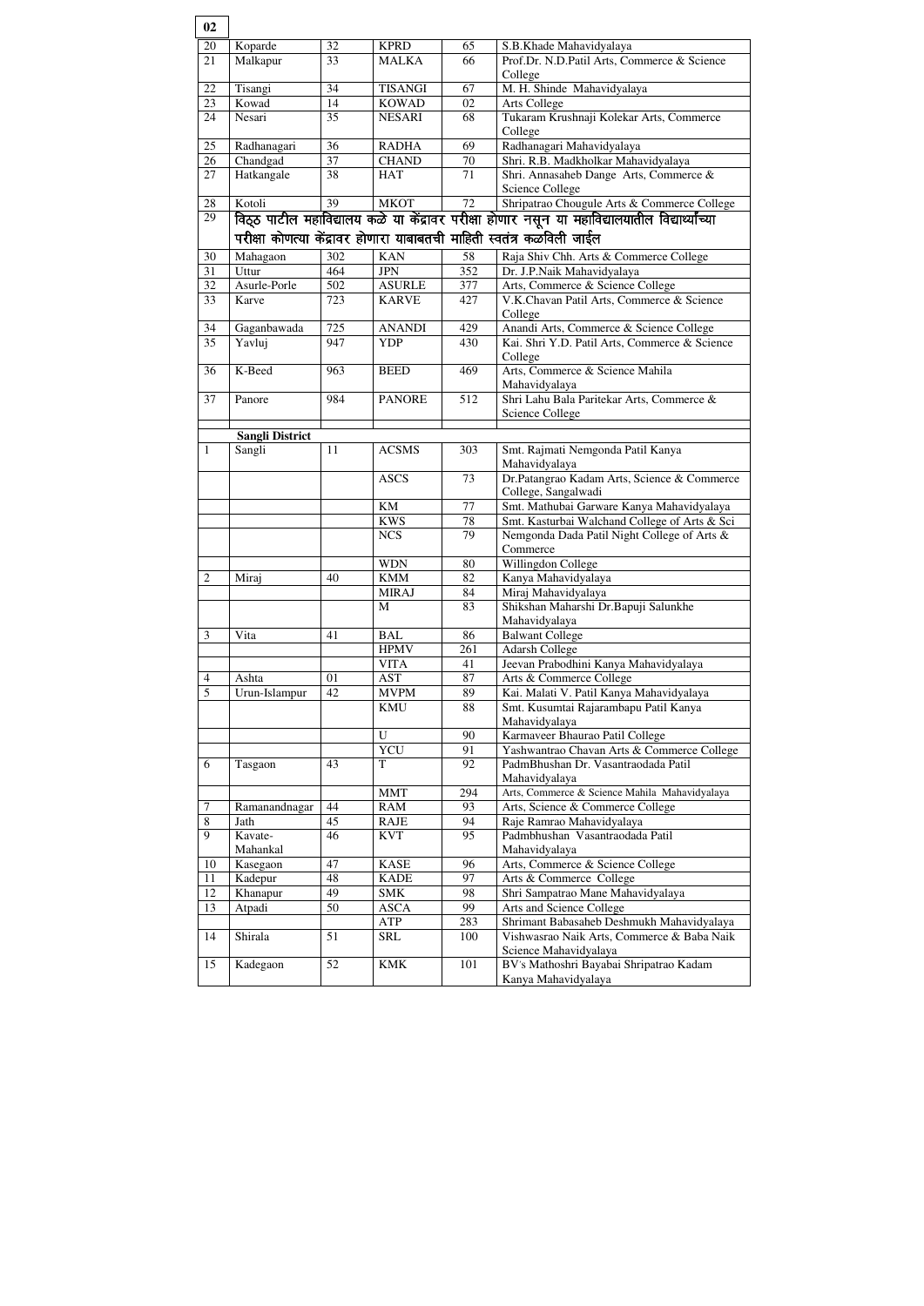| | | | | | |
|---|---|---|---|---|---|
| 20 | Koparde | 32 | KPRD | 65 | S.B.Khade Mahavidyalaya |
| 21 | Malkapur | 33 | MALKA | 66 | Prof.Dr. N.D.Patil Arts, Commerce & Science College |
| 22 | Tisangi | 34 | TISANGI | 67 | M. H. Shinde Mahavidyalaya |
| 23 | Kowad | 14 | KOWAD | 02 | Arts College |
| 24 | Nesari | 35 | NESARI | 68 | Tukaram Krushnaji Kolekar Arts, Commerce College |
| 25 | Radhanagari | 36 | RADHA | 69 | Radhanagari Mahavidyalaya |
| 26 | Chandgad | 37 | CHAND | 70 | Shri. R.B. Madkholkar Mahavidyalaya |
| 27 | Hatkangale | 38 | HAT | 71 | Shri. Annasaheb Dange Arts, Commerce & Science College |
| 28 | Kotoli | 39 | MKOT | 72 | Shripatrao Chougule Arts & Commerce College |
| 29 | विठ्ठ पाटील महाविद्यालय कळे या केंद्रावर परीक्षा होणार नसून या महाविद्यालयातील विद्यार्थ्यांच्या परीक्षा कोणत्या केंद्रावर होणारा याबाबतची माहिती स्वतंत्र कळविली जाईल | | | | |
| 30 | Mahagaon | 302 | KAN | 58 | Raja Shiv Chh. Arts & Commerce College |
| 31 | Uttur | 464 | JPN | 352 | Dr. J.P.Naik Mahavidyalaya |
| 32 | Asurle-Porle | 502 | ASURLE | 377 | Arts, Commerce & Science College |
| 33 | Karve | 723 | KARVE | 427 | V.K.Chavan Patil Arts, Commerce & Science College |
| 34 | Gaganbawada | 725 | ANANDI | 429 | Anandi Arts, Commerce & Science College |
| 35 | Yavluj | 947 | YDP | 430 | Kai. Shri Y.D. Patil Arts, Commerce & Science College |
| 36 | K-Beed | 963 | BEED | 469 | Arts, Commerce & Science Mahila Mahavidyalaya |
| 37 | Panore | 984 | PANORE | 512 | Shri Lahu Bala Paritekar Arts, Commerce & Science College |
| | | | | | |
| | **Sangli District** | | | | |
| 1 | Sangli | 11 | ACSMS | 303 | Smt. Rajmati Nemgonda Patil Kanya Mahavidyalaya |
| | | | ASCS | 73 | Dr.Patangrao Kadam Arts, Science & Commerce College, Sangalwadi |
| | | | KM | 77 | Smt. Mathubai Garware Kanya Mahavidyalaya |
| | | | KWS | 78 | Smt. Kasturbai Walchand College of Arts & Sci |
| | | | NCS | 79 | Nemgonda Dada Patil Night College of Arts & Commerce |
| | | | WDN | 80 | Willingdon College |
| 2 | Miraj | 40 | KMM | 82 | Kanya Mahavidyalaya |
| | | | MIRAJ | 84 | Miraj Mahavidyalaya |
| | | | M | 83 | Shikshan Maharshi Dr.Bapuji Salunkhe Mahavidyalaya |
| 3 | Vita | 41 | BAL | 86 | Balwant College |
| | | | HPMV | 261 | Adarsh College |
| | | | VITA | 41 | Jeevan Prabodhini Kanya Mahavidyalaya |
| 4 | Ashta | 01 | AST | 87 | Arts & Commerce College |
| 5 | Urun-Islampur | 42 | MVPM | 89 | Kai. Malati V. Patil Kanya Mahavidyalaya |
| | | | KMU | 88 | Smt. Kusumtai Rajarambapu Patil Kanya Mahavidyalaya |
| | | | U | 90 | Karmaveer Bhaurao Patil College |
| | | | YCU | 91 | Yashwantrao Chavan Arts & Commerce College |
| 6 | Tasgaon | 43 | T | 92 | PadmBhushan Dr. Vasantraodada Patil Mahavidyalaya |
| | | | MMT | 294 | Arts, Commerce & Science Mahila Mahavidyalaya |
| 7 | Ramanandnagar | 44 | RAM | 93 | Arts, Science & Commerce College |
| 8 | Jath | 45 | RAJE | 94 | Raje Ramrao Mahavidyalaya |
| 9 | Kavate-Mahankal | 46 | KVT | 95 | Padmbhushan Vasantraodada Patil Mahavidyalaya |
| 10 | Kasegaon | 47 | KASE | 96 | Arts, Commerce & Science College |
| 11 | Kadepur | 48 | KADE | 97 | Arts & Commerce College |
| 12 | Khanapur | 49 | SMK | 98 | Shri Sampatrao Mane Mahavidyalaya |
| 13 | Atpadi | 50 | ASCA | 99 | Arts and Science College |
| | | | ATP | 283 | Shrimant Babasaheb Deshmukh Mahavidyalaya |
| 14 | Shirala | 51 | SRL | 100 | Vishwasrao Naik Arts, Commerce & Baba Naik Science Mahavidyalaya |
| 15 | Kadegaon | 52 | KMK | 101 | BV's Mathoshri Bayabai Shripatrao Kadam Kanya Mahavidyalaya |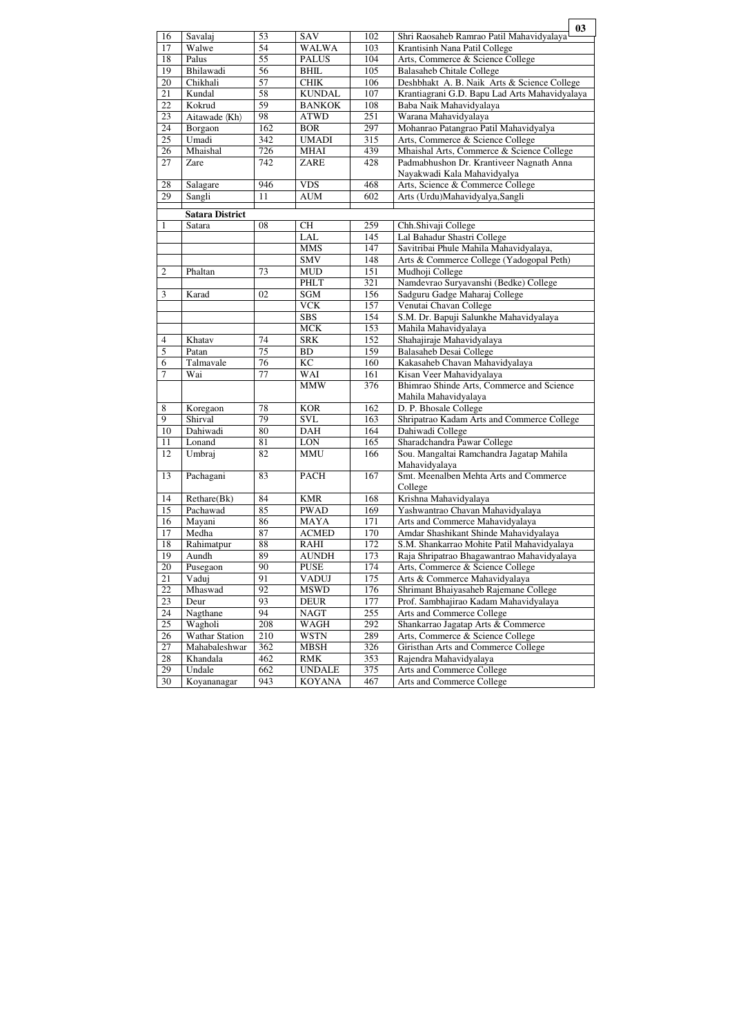| 16 | Savalaj | 53 | SAV | 102 | Shri Raosaheb Ramrao Patil Mahavidyalaya |
|---|---|---|---|---|---|
| 17 | Walwe | 54 | WALWA | 103 | Krantisinh Nana Patil College |
| 18 | Palus | 55 | PALUS | 104 | Arts, Commerce & Science College |
| 19 | Bhilawadi | 56 | BHIL | 105 | Balasaheb Chitale College |
| 20 | Chikhali | 57 | CHIK | 106 | Deshbhakt A. B. Naik Arts & Science College |
| 21 | Kundal | 58 | KUNDAL | 107 | Krantiagrani G.D. Bapu Lad Arts Mahavidyalaya |
| 22 | Kokrud | 59 | BANKOK | 108 | Baba Naik Mahavidyalaya |
| 23 | Aitawade (Kh) | 98 | ATWD | 251 | Warana Mahavidyalaya |
| 24 | Borgaon | 162 | BOR | 297 | Mohanrao Patangrao Patil Mahavidyalya |
| 25 | Umadi | 342 | UMADI | 315 | Arts, Commerce & Science College |
| 26 | Mhaishal | 726 | MHAI | 439 | Mhaishal Arts, Commerce & Science College |
| 27 | Zare | 742 | ZARE | 428 | Padmabhushon Dr. Krantiveer Nagnath Anna Nayakwadi Kala Mahavidyalya |
| 28 | Salagare | 946 | VDS | 468 | Arts, Science & Commerce College |
| 29 | Sangli | 11 | AUM | 602 | Arts (Urdu)Mahavidyalya,Sangli |
| | | | | | |
| | **Satara District** | | | | |
| 1 | Satara | 08 | CH | 259 | Chh.Shivaji College |
| | | | LAL | 145 | Lal Bahadur Shastri College |
| | | | MMS | 147 | Savitribai Phule Mahila Mahavidyalaya, |
| | | | SMV | 148 | Arts & Commerce College (Yadogopal Peth) |
| 2 | Phaltan | 73 | MUD | 151 | Mudhoji College |
| | | | PHLT | 321 | Namdevrao Suryavanshi (Bedke) College |
| 3 | Karad | 02 | SGM | 156 | Sadguru Gadge Maharaj College |
| | | | VCK | 157 | Venutai Chavan College |
| | | | SBS | 154 | S.M. Dr. Bapuji Salunkhe Mahavidyalaya |
| | | | MCK | 153 | Mahila Mahavidyalaya |
| 4 | Khatav | 74 | SRK | 152 | Shahajiraje Mahavidyalaya |
| 5 | Patan | 75 | BD | 159 | Balasaheb Desai College |
| 6 | Talmavale | 76 | KC | 160 | Kakasaheb Chavan Mahavidyalaya |
| 7 | Wai | 77 | WAI | 161 | Kisan Veer Mahavidyalaya |
| | | | MMW | 376 | Bhimrao Shinde Arts, Commerce and Science Mahila Mahavidyalaya |
| 8 | Koregaon | 78 | KOR | 162 | D. P. Bhosale College |
| 9 | Shirval | 79 | SVL | 163 | Shripatrao Kadam Arts and Commerce College |
| 10 | Dahiwadi | 80 | DAH | 164 | Dahiwadi College |
| 11 | Lonand | 81 | LON | 165 | Sharadchandra Pawar College |
| 12 | Umbraj | 82 | MMU | 166 | Sou. Mangaltai Ramchandra Jagatap Mahila Mahavidyalaya |
| 13 | Pachagani | 83 | PACH | 167 | Smt. Meenalben Mehta Arts and Commerce College |
| 14 | Rethare(Bk) | 84 | KMR | 168 | Krishna Mahavidyalaya |
| 15 | Pachawad | 85 | PWAD | 169 | Yashwantrao Chavan Mahavidyalaya |
| 16 | Mayani | 86 | MAYA | 171 | Arts and Commerce Mahavidyalaya |
| 17 | Medha | 87 | ACMED | 170 | Amdar Shashikant Shinde Mahavidyalaya |
| 18 | Rahimatpur | 88 | RAHI | 172 | S.M. Shankarrao Mohite Patil Mahavidyalaya |
| 19 | Aundh | 89 | AUNDH | 173 | Raja Shripatrao Bhagawantrao Mahavidyalaya |
| 20 | Pusegaon | 90 | PUSE | 174 | Arts, Commerce & Science College |
| 21 | Vaduj | 91 | VADUJ | 175 | Arts & Commerce Mahavidyalaya |
| 22 | Mhaswad | 92 | MSWD | 176 | Shrimant Bhaiyasaheb Rajemane College |
| 23 | Deur | 93 | DEUR | 177 | Prof. Sambhajirao Kadam Mahavidyalaya |
| 24 | Nagthane | 94 | NAGT | 255 | Arts and Commerce College |
| 25 | Wagholi | 208 | WAGH | 292 | Shankarrao Jagatap Arts & Commerce |
| 26 | Wathar Station | 210 | WSTN | 289 | Arts, Commerce & Science College |
| 27 | Mahabaleshwar | 362 | MBSH | 326 | Giristhan Arts and Commerce College |
| 28 | Khandala | 462 | RMK | 353 | Rajendra Mahavidyalaya |
| 29 | Undale | 662 | UNDALE | 375 | Arts and Commerce College |
| 30 | Koyananagar | 943 | KOYANA | 467 | Arts and Commerce College |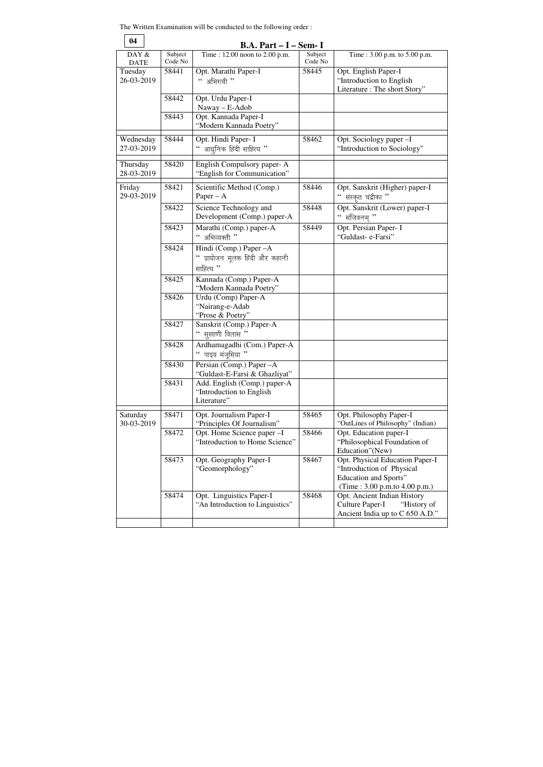The Written Examination will be conducted to the following order :

**04**

## B.A. Part – I – Sem- I

| DAY & DATE | Subject Code No | Time : 12.00 noon to 2.00 p.m. | Subject Code No | Time : 3.00 p.m. to 5.00 p.m. |
|---|---|---|---|---|
| Tuesday 26-03-2019 | 58441 | Opt. Marathi Paper-I " अभिरुची " | 58445 | Opt. English Paper-I "Introduction to English Literature : The short Story" |
| | 58442 | Opt. Urdu Paper-I Naway – E-Adob | | |
| | 58443 | Opt. Kannada Paper-I "Modern Kannada Poetry" | | |
| Wednesday 27-03-2019 | 58444 | Opt. Hindi Paper- I " आधुनिक हिंदी साहित्य " | 58462 | Opt. Sociology paper –I "Introduction to Sociology" |
| Thursday 28-03-2019 | 58420 | English Compulsory paper- A "English for Communication" | | |
| Friday 29-03-2019 | 58421 | Scientific Method (Comp.) Paper – A | 58446 | Opt. Sanskrit (Higher) paper-I " संस्कृत चंद्रीका " |
| | 58422 | Science Technology and Development (Comp.) paper-A | 58448 | Opt. Sanskrit (Lower) paper-I " संजिवनम् " |
| | 58423 | Marathi (Comp.) paper-A " अभिव्यक्ती " | 58449 | Opt. Persian Paper- I "Guldast- e-Farsi" |
| | 58424 | Hindi (Comp.) Paper –A " प्रायोजन मूलक हिंदी और कहानी साहित्य " | | |
| | 58425 | Kannada (Comp.) Paper-A "Modern Kannada Poetry" | | |
| | 58426 | Urdu (Comp) Paper-A "Nairang-e-Adab "Prose & Poetry" | | |
| | 58427 | Sanskrit (Comp.) Paper-A " सुखाणी विलास " | | |
| | 58428 | Ardhamagadhi (Com.) Paper-A " पाइय मंजूसिया " | | |
| | 58430 | Persian (Comp.) Paper –A "Guldast-E-Farsi & Ghazliyat" | | |
| | 58431 | Add. English (Comp.) paper-A "Introduction to English Literature" | | |
| Saturday 30-03-2019 | 58471 | Opt. Journalism Paper-I "Principles Of Journalism" | 58465 | Opt. Philosophy Paper-I "OutLines of Philosophy" (Indian) |
| | 58472 | Opt. Home Science paper –I "Introduction to Home Science" | 58466 | Opt. Education paper-I "Philosophical Foundation of Education"(New) |
| | 58473 | Opt. Geography Paper-I "Geomorphology" | 58467 | Opt. Physical Education Paper-I "Introduction of Physical Education and Sports" (Time : 3.00 p.m.to 4.00 p.m.) |
| | 58474 | Opt. Linguistics Paper-I "An Introduction to Linguistics" | 58468 | Opt. Ancient Indian History Culture Paper-I "History of Ancient India up to C 650 A.D." |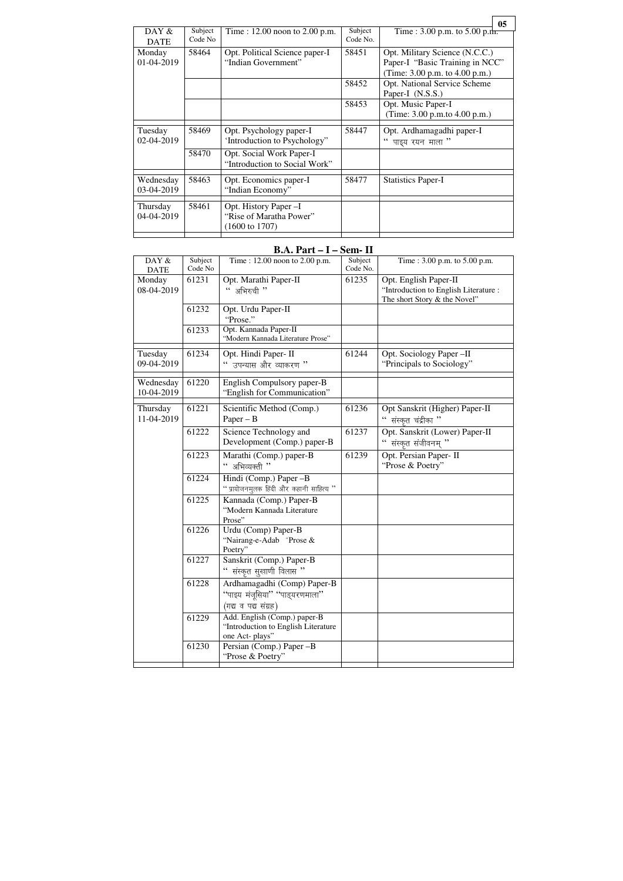| DAY & DATE | Subject Code No | Time : 12.00 noon to 2.00 p.m. | Subject Code No. | Time : 3.00 p.m. to 5.00 p.m. |
|---|---|---|---|---|
| Monday 01-04-2019 | 58464 | Opt. Political Science paper-I "Indian Government" | 58451 | Opt. Military Science (N.C.C.) Paper-I "Basic Training in NCC" (Time: 3.00 p.m. to 4.00 p.m.) |
| | | | 58452 | Opt. National Service Scheme Paper-I (N.S.S.) |
| | | | 58453 | Opt. Music Paper-I (Time: 3.00 p.m.to 4.00 p.m.) |
| Tuesday 02-04-2019 | 58469 | Opt. Psychology paper-I 'Introduction to Psychology" | 58447 | Opt. Ardhamagadhi paper-I " पाइय रयन माला " |
| | 58470 | Opt. Social Work Paper-I "Introduction to Social Work" | | |
| Wednesday 03-04-2019 | 58463 | Opt. Economics paper-I "Indian Economy" | 58477 | Statistics Paper-I |
| Thursday 04-04-2019 | 58461 | Opt. History Paper –I "Rise of Maratha Power" (1600 to 1707) | | |

## B.A. Part – I – Sem- II

| DAY & DATE | Subject Code No | Time : 12.00 noon to 2.00 p.m. | Subject Code No. | Time : 3.00 p.m. to 5.00 p.m. |
|---|---|---|---|---|
| Monday 08-04-2019 | 61231 | Opt. Marathi Paper-II " अभिरुची " | 61235 | Opt. English Paper-II "Introduction to English Literature : The short Story & the Novel" |
| | 61232 | Opt. Urdu Paper-II "Prose." | | |
| | 61233 | Opt. Kannada Paper-II "Modern Kannada Literature Prose" | | |
| Tuesday 09-04-2019 | 61234 | Opt. Hindi Paper- II " उपन्यास और व्याकरण " | 61244 | Opt. Sociology Paper –II "Principals to Sociology" |
| Wednesday 10-04-2019 | 61220 | English Compulsory paper-B "English for Communication" | | |
| Thursday 11-04-2019 | 61221 | Scientific Method (Comp.) Paper – B | 61236 | Opt Sanskrit (Higher) Paper-II " संस्कृत चंद्रीका " |
| | 61222 | Science Technology and Development (Comp.) paper-B | 61237 | Opt. Sanskrit (Lower) Paper-II " संस्कृत संजीवनम् " |
| | 61223 | Marathi (Comp.) paper-B " अभिव्यक्ती " | 61239 | Opt. Persian Paper- II "Prose & Poetry" |
| | 61224 | Hindi (Comp.) Paper –B " प्रयोजनमुलक हिंदी और कहानी साहित्य " | | |
| | 61225 | Kannada (Comp.) Paper-B "Modern Kannada Literature Prose" | | |
| | 61226 | Urdu (Comp) Paper-B "Nairang-e-Adab "Prose & Poetry" | | |
| | 61227 | Sanskrit (Comp.) Paper-B " संस्कृत सुखाणी विलास " | | |
| | 61228 | Ardhamagadhi (Comp) Paper-B "पाइय मंजूसिया" "पाइयरणमाला" (गद्य व पद्य संग्रह) | | |
| | 61229 | Add. English (Comp.) paper-B "Introduction to English Literature one Act- plays" | | |
| | 61230 | Persian (Comp.) Paper –B "Prose & Poetry" | | |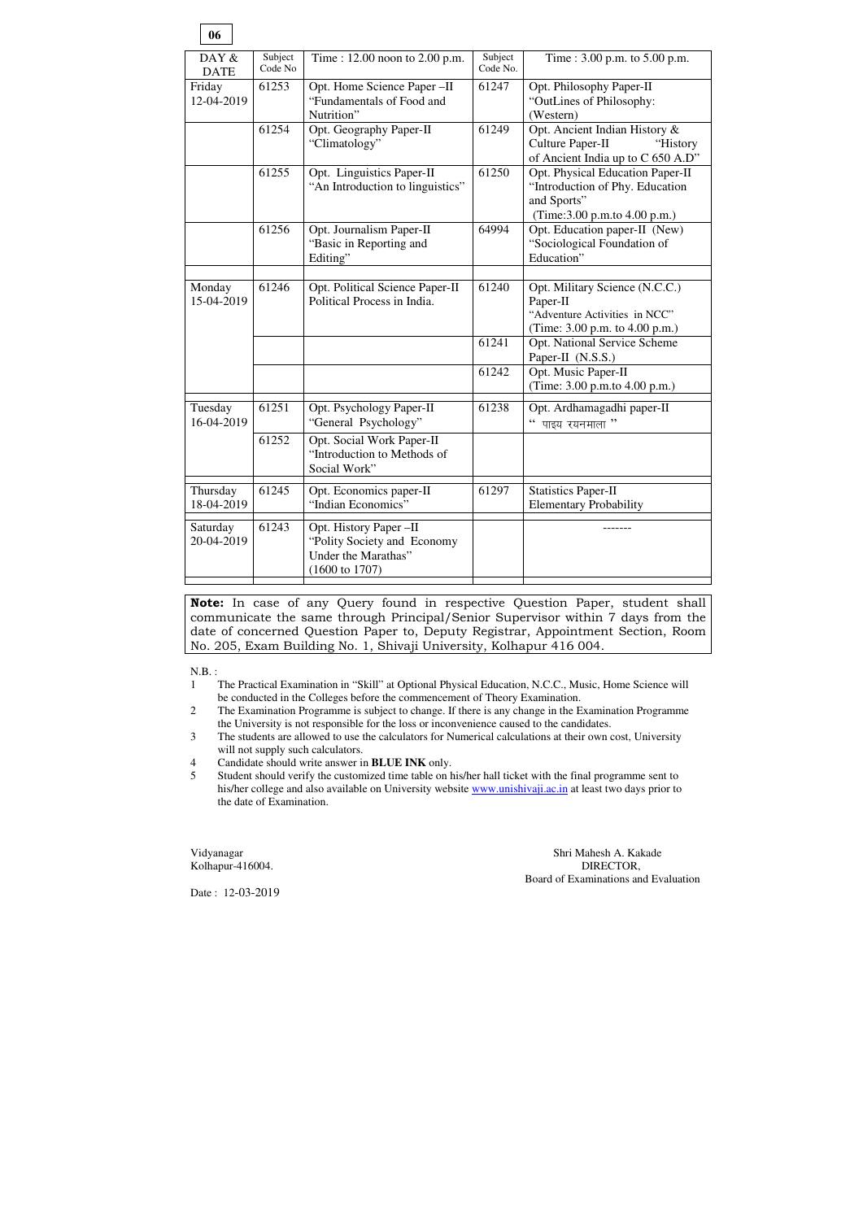| DAY & DATE | Subject Code No | Time : 12.00 noon to 2.00 p.m. | Subject Code No. | Time : 3.00 p.m. to 5.00 p.m. |
|---|---|---|---|---|
| Friday 12-04-2019 | 61253 | Opt. Home Science Paper –II "Fundamentals of Food and Nutrition" | 61247 | Opt. Philosophy Paper-II "OutLines of Philosophy: (Western) |
| | 61254 | Opt. Geography Paper-II "Climatology" | 61249 | Opt. Ancient Indian History & Culture Paper-II "History of Ancient India up to C 650 A.D" |
| | 61255 | Opt. Linguistics Paper-II "An Introduction to linguistics" | 61250 | Opt. Physical Education Paper-II "Introduction of Phy. Education and Sports" (Time:3.00 p.m.to 4.00 p.m.) |
| | 61256 | Opt. Journalism Paper-II "Basic in Reporting and Editing" | 64994 | Opt. Education paper-II (New) "Sociological Foundation of Education" |
| | | | | |
| Monday 15-04-2019 | 61246 | Opt. Political Science Paper-II Political Process in India. | 61240 | Opt. Military Science (N.C.C.) Paper-II "Adventure Activities in NCC" (Time: 3.00 p.m. to 4.00 p.m.) |
| | | | 61241 | Opt. National Service Scheme Paper-II (N.S.S.) |
| | | | 61242 | Opt. Music Paper-II (Time: 3.00 p.m.to 4.00 p.m.) |
| | | | | |
| Tuesday 16-04-2019 | 61251 | Opt. Psychology Paper-II "General Psychology" | 61238 | Opt. Ardhamagadhi paper-II " पाइय रयनमाला " |
| | 61252 | Opt. Social Work Paper-II "Introduction to Methods of Social Work" | | |
| | | | | |
| Thursday 18-04-2019 | 61245 | Opt. Economics paper-II "Indian Economics" | 61297 | Statistics Paper-II Elementary Probability |
| | | | | |
| Saturday 20-04-2019 | 61243 | Opt. History Paper –II "Polity Society and Economy Under the Marathas" (1600 to 1707) | | ------- |

**Note:** In case of any Query found in respective Question Paper, student shall communicate the same through Principal/Senior Supervisor within 7 days from the date of concerned Question Paper to, Deputy Registrar, Appointment Section, Room No. 205, Exam Building No. 1, Shivaji University, Kolhapur 416 004.

N.B. :

1. The Practical Examination in "Skill" at Optional Physical Education, N.C.C., Music, Home Science will be conducted in the Colleges before the commencement of Theory Examination.
2. The Examination Programme is subject to change. If there is any change in the Examination Programme the University is not responsible for the loss or inconvenience caused to the candidates.
3. The students are allowed to use the calculators for Numerical calculations at their own cost, University will not supply such calculators.
4. Candidate should write answer in **BLUE INK** only.
5. Student should verify the customized time table on his/her hall ticket with the final programme sent to his/her college and also available on University website www.unishivaji.ac.in at least two days prior to the date of Examination.

Vidyanagar
Kolhapur-416004.

Shri Mahesh A. Kakade
DIRECTOR,
Board of Examinations and Evaluation

Date : 12-03-2019